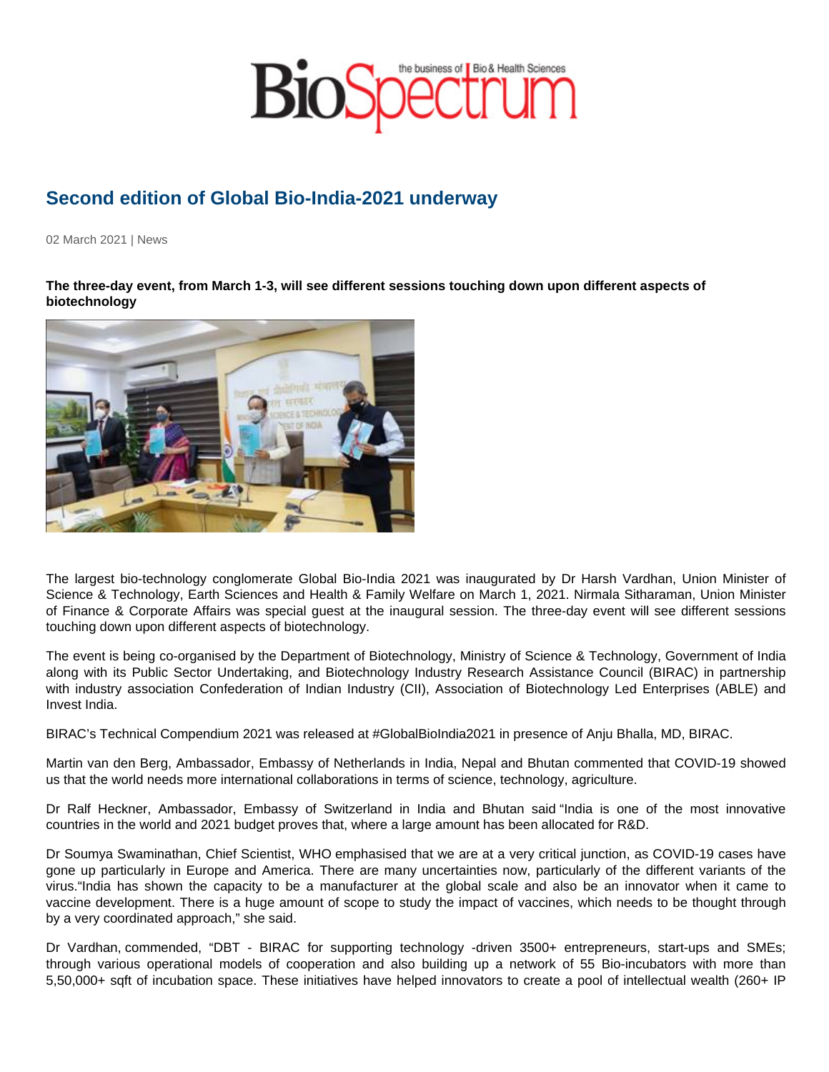# Second edition of Global Bio-India-2021 underway

02 March 2021 | News

**The three-day event, from March 1-3, will see different sessions touching down upon different aspects of biotechnology**

The largest bio-technology conglomerate Global Bio-India 2021 was inaugurated by Dr Harsh Vardhan, Union Minister of Science & Technology, Earth Sciences and Health & Family Welfare on March 1, 2021. Nirmala Sitharaman, Union Minister of Finance & Corporate Affairs was special guest at the inaugural session. The three-day event will see different sessions touching down upon different aspects of biotechnology.

The event is being co-organised by the Department of Biotechnology, Ministry of Science & Technology, Government of India along with its Public Sector Undertaking, and Biotechnology Industry Research Assistance Council (BIRAC) in partnership with industry association Confederation of Indian Industry (CII), Association of Biotechnology Led Enterprises (ABLE) and Invest India.

BIRAC's Technical Compendium 2021 was released at #GlobalBioIndia2021 in presence of Anju Bhalla, MD, BIRAC.

Martin van den Berg, Ambassador, Embassy of Netherlands in India, Nepal and Bhutan commented that COVID-19 showed us that the world needs more international collaborations in terms of science, technology, agriculture.

Dr Ralf Heckner, Ambassador, Embassy of Switzerland in India and Bhutan said "India is one of the most innovative countries in the world and 2021 budget proves that, where a large amount has been allocated for R&D.

Dr Soumya Swaminathan, Chief Scientist, WHO emphasised that we are at a very critical junction, as COVID-19 cases have gone up particularly in Europe and America. There are many uncertainties now, particularly of the different variants of the virus."India has shown the capacity to be a manufacturer at the global scale and also be an innovator when it came to vaccine development. There is a huge amount of scope to study the impact of vaccines, which needs to be thought through by a very coordinated approach," she said.

Dr Vardhan, commended, "DBT - BIRAC for supporting technology -driven 3500+ entrepreneurs, start-ups and SMEs; through various operational models of cooperation and also building up a network of 55 Bio-incubators with more than 5,50,000+ sqft of incubation space. These initiatives have helped innovators to create a pool of intellectual wealth (260+ IP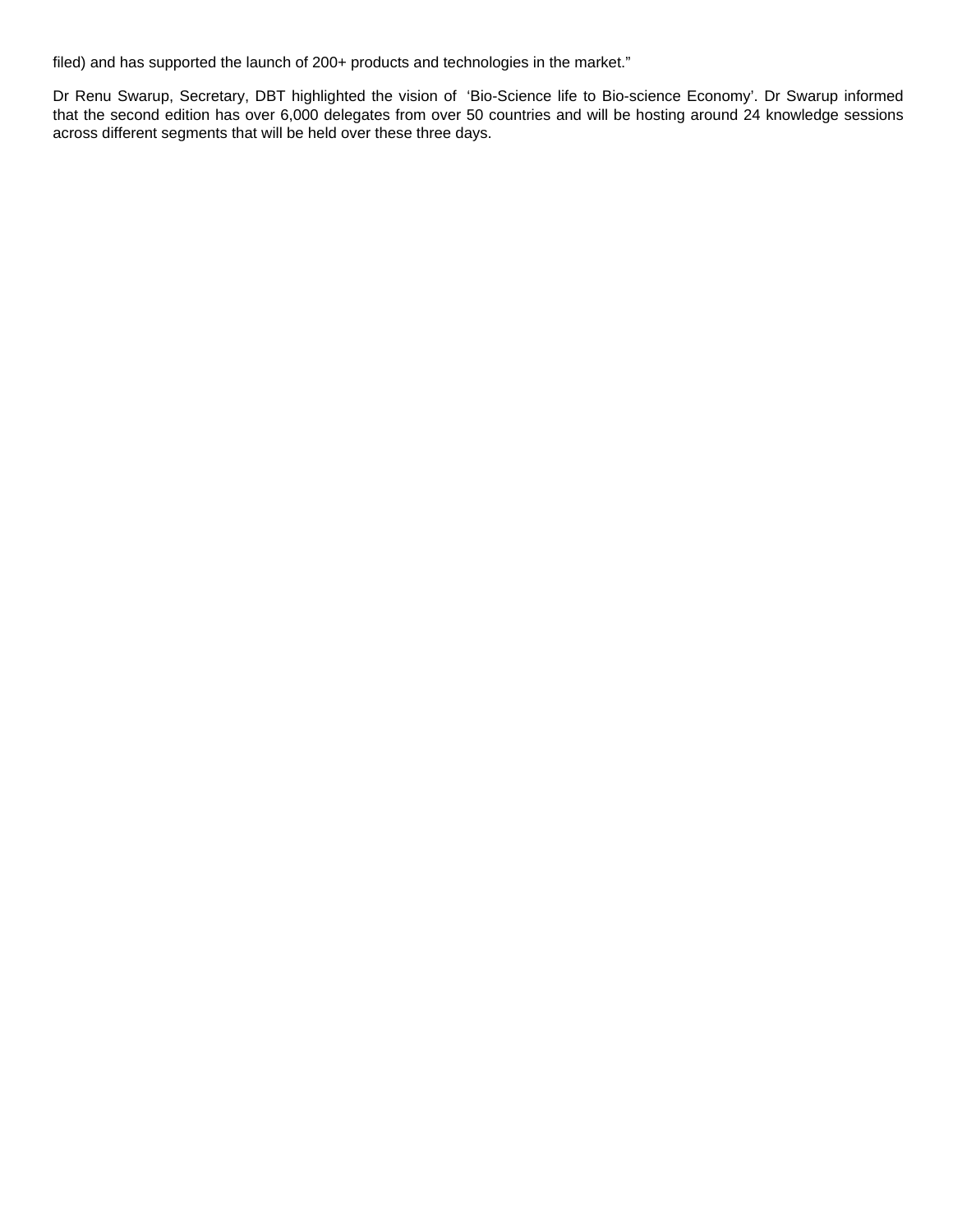filed) and has supported the launch of 200+ products and technologies in the market."

Dr Renu Swarup, Secretary, DBT highlighted the vision of 'Bio-Science life to Bio-science Economy'. Dr Swarup informed that the second edition has over 6,000 delegates from over 50 countries and will be hosting around 24 knowledge sessions across different segments that will be held over these three days.